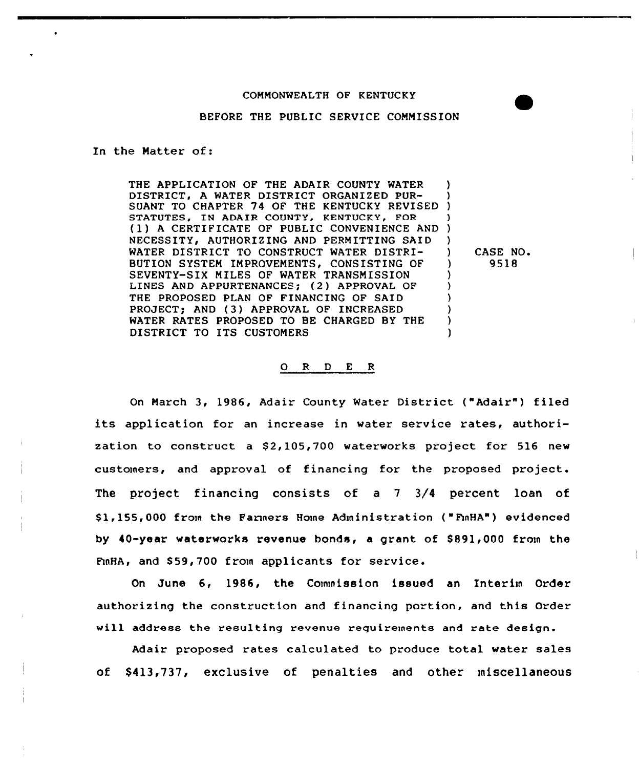COMMONWEALTH OF KENTUCKY

BEFORE THE PUBLIC SERVICE COMMISSION

In the Matter of:

| | | |
|---|---|---|
| THE APPLICATION OF THE ADAIR COUNTY WATER DISTRICT, A WATER DISTRICT ORGANIZED PURSUANT TO CHAPTER 74 OF THE KENTUCKY REVISED STATUTES, IN ADAIR COUNTY, KENTUCKY, FOR (1) A CERTIFICATE OF PUBLIC CONVENIENCE AND NECESSITY, AUTHORIZING AND PERMITTING SAID WATER DISTRICT TO CONSTRUCT WATER DISTRIBUTION SYSTEM IMPROVEMENTS, CONSISTING OF SEVENTY-SIX MILES OF WATER TRANSMISSION LINES AND APPURTENANCES; (2) APPROVAL OF THE PROPOSED PLAN OF FINANCING OF SAID PROJECT; AND (3) APPROVAL OF INCREASED WATER RATES PROPOSED TO BE CHARGED BY THE DISTRICT TO ITS CUSTOMERS | ) | CASE NO. 9518 |

## O R D E R

On March 3, 1986, Adair County Water District ("Adair") filed its application for an increase in water service rates, authorization to construct a $2,105,700 waterworks project for 516 new customers, and approval of financing for the proposed project. The project financing consists of a 7 3/4 percent loan of $1,155,000 from the Farmers Home Administration ("FmHA") evidenced by 40-year waterworks revenue bonds, a grant of $891,000 from the FmHA, and $59,700 from applicants for service.

On June 6, 1986, the Commission issued an Interim Order authorizing the construction and financing portion, and this Order will address the resulting revenue requirements and rate design.

Adair proposed rates calculated to produce total water sales of $413,737, exclusive of penalties and other miscellaneous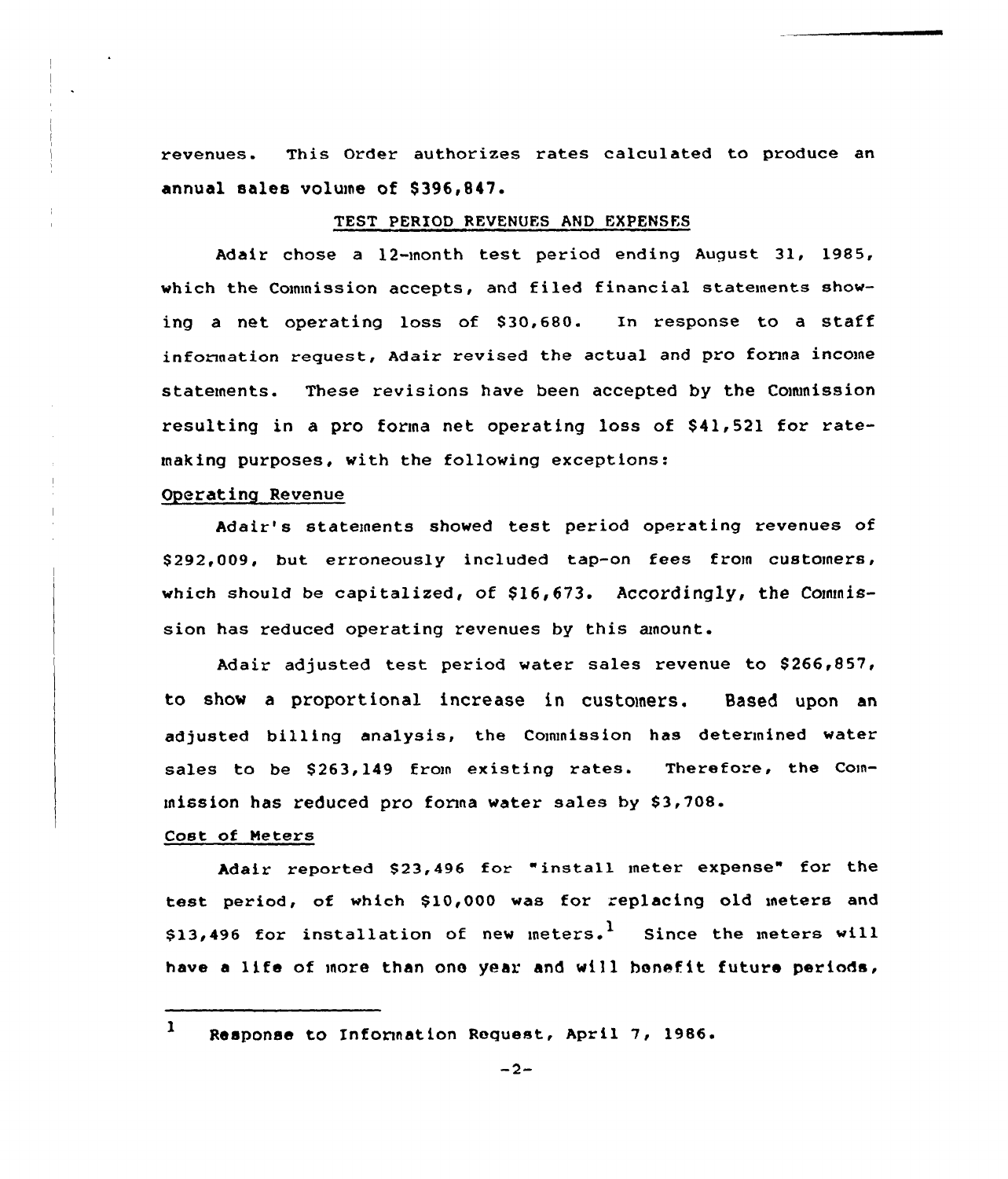revenues. This Order authorizes rates calculated to produce an annual sales volume of $396,847.

## TEST PERIOD REVENUES AND EXPENSES

Adair chose a 12-month test period ending August 31, 1985, which the Commission accepts, and filed financial statements showing a net operating loss of $30,680. In response to a staff information request, Adair revised the actual and pro forma income statements. These revisions have been accepted by the Commission resulting in a pro forma net operating loss of $41,521 for rate-making purposes, with the following exceptions:

### Operating Revenue

Adair's statements showed test period operating revenues of $292,009, but erroneously included tap-on fees from customers, which should be capitalized, of $16,673. Accordingly, the Commission has reduced operating revenues by this amount.

Adair adjusted test period water sales revenue to $266,857, to show a proportional increase in customers. Based upon an adjusted billing analysis, the Commission has determined water sales to be $263,149 from existing rates. Therefore, the Commission has reduced pro forma water sales by $3,708.

### Cost of Meters

Adair reported $23,496 for "install meter expense" for the test period, of which $10,000 was for replacing old meters and $13,496 for installation of new meters.[1] Since the meters will have a life of more than one year and will benefit future periods,

---

[1] Response to Information Request, April 7, 1986.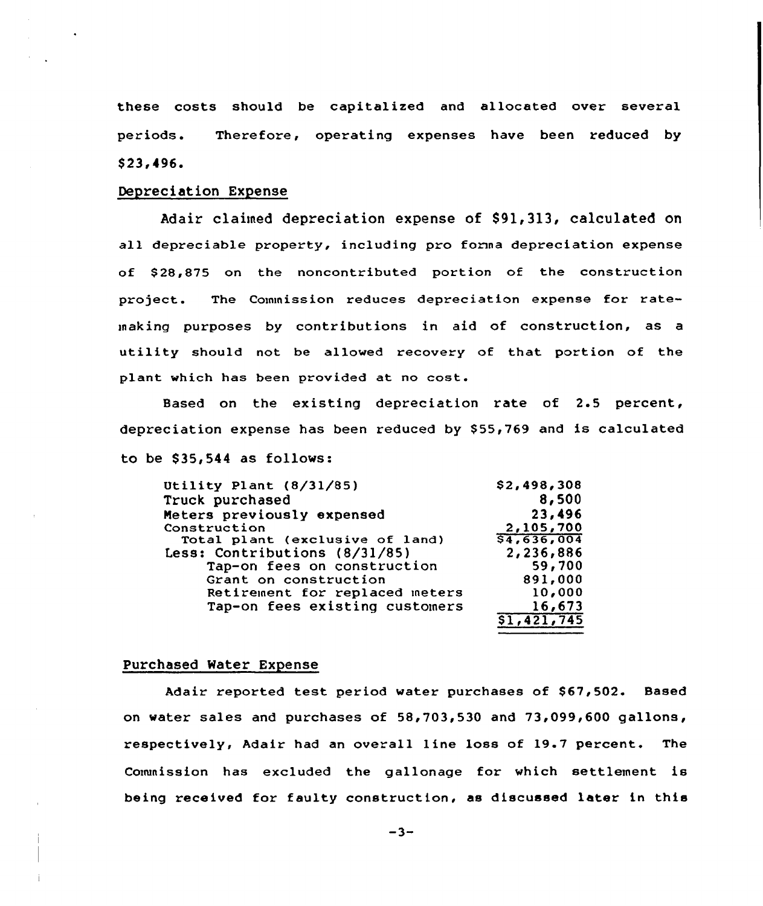these costs should be capitalized and allocated over several periods. Therefore, operating expenses have been reduced by $23,496.

## Depreciation Expense

Adair claimed depreciation expense of $91,313, calculated on all depreciable property, including pro forma depreciation expense of $28,875 on the noncontributed portion of the construction project. The Commission reduces depreciation expense for rate-making purposes by contributions in aid of construction, as a utility should not be allowed recovery of that portion of the plant which has been provided at no cost.

Based on the existing depreciation rate of 2.5 percent, depreciation expense has been reduced by $55,769 and is calculated to be $35,544 as follows:

| | |
|---|---|
| Utility Plant (8/31/85) | $2,498,308 |
| Truck purchased | 8,500 |
| Meters previously expensed | 23,496 |
| Construction | 2,105,700 |
| Total plant (exclusive of land) | $4,636,004 |
| Less: Contributions (8/31/85) | 2,236,886 |
| Tap-on fees on construction | 59,700 |
| Grant on construction | 891,000 |
| Retirement for replaced meters | 10,000 |
| Tap-on fees existing customers | 16,673 |
| | $1,421,745 |

## Purchased Water Expense

Adair reported test period water purchases of $67,502. Based on water sales and purchases of 58,703,530 and 73,099,600 gallons, respectively, Adair had an overall line loss of 19.7 percent. The Commission has excluded the gallonage for which settlement is being received for faulty construction, as discussed later in this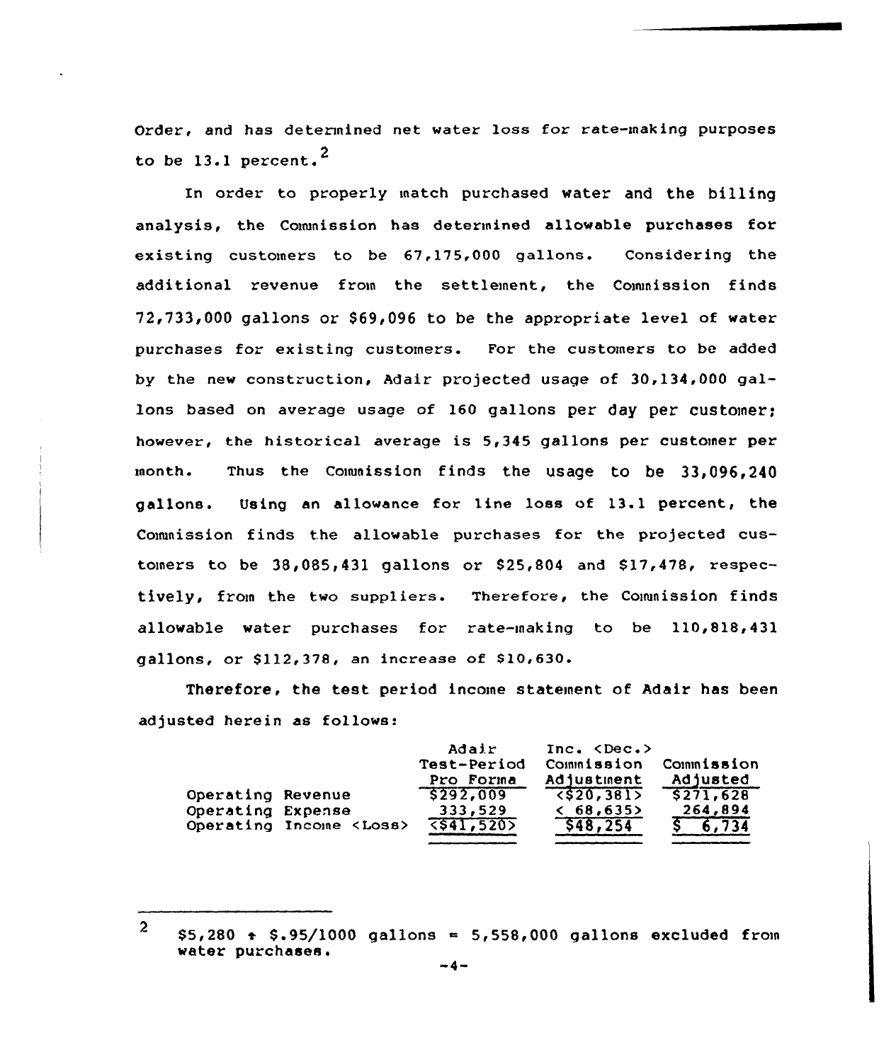Order, and has determined net water loss for rate-making purposes to be 13.1 percent.[2]

In order to properly match purchased water and the billing analysis, the Commission has determined allowable purchases for existing customers to be 67,175,000 gallons. Considering the additional revenue from the settlement, the Commission finds 72,733,000 gallons or $69,096 to be the appropriate level of water purchases for existing customers. For the customers to be added by the new construction, Adair projected usage of 30,134,000 gallons based on average usage of 160 gallons per day per customer; however, the historical average is 5,345 gallons per customer per month. Thus the Commission finds the usage to be 33,096,240 gallons. Using an allowance for line loss of 13.1 percent, the Commission finds the allowable purchases for the projected customers to be 38,085,431 gallons or $25,804 and $17,478, respectively, from the two suppliers. Therefore, the Commission finds allowable water purchases for rate-making to be 110,818,431 gallons, or $112,378, an increase of $10,630.

Therefore, the test period income statement of Adair has been adjusted herein as follows:

| | Adair Test-Period Pro Forma | Inc. <Dec.> Commission Adjustment | Commission Adjusted |
|---|---|---|---|
| Operating Revenue | $292,009 | <$20,381> | $271,628 |
| Operating Expense | 333,529 | < 68,635> | 264,894 |
| Operating Income <Loss> | <$41,520> | $48,254 | $ 6,734 |

---

[2] $5,280 ÷ $.95/1000 gallons = 5,558,000 gallons excluded from water purchases.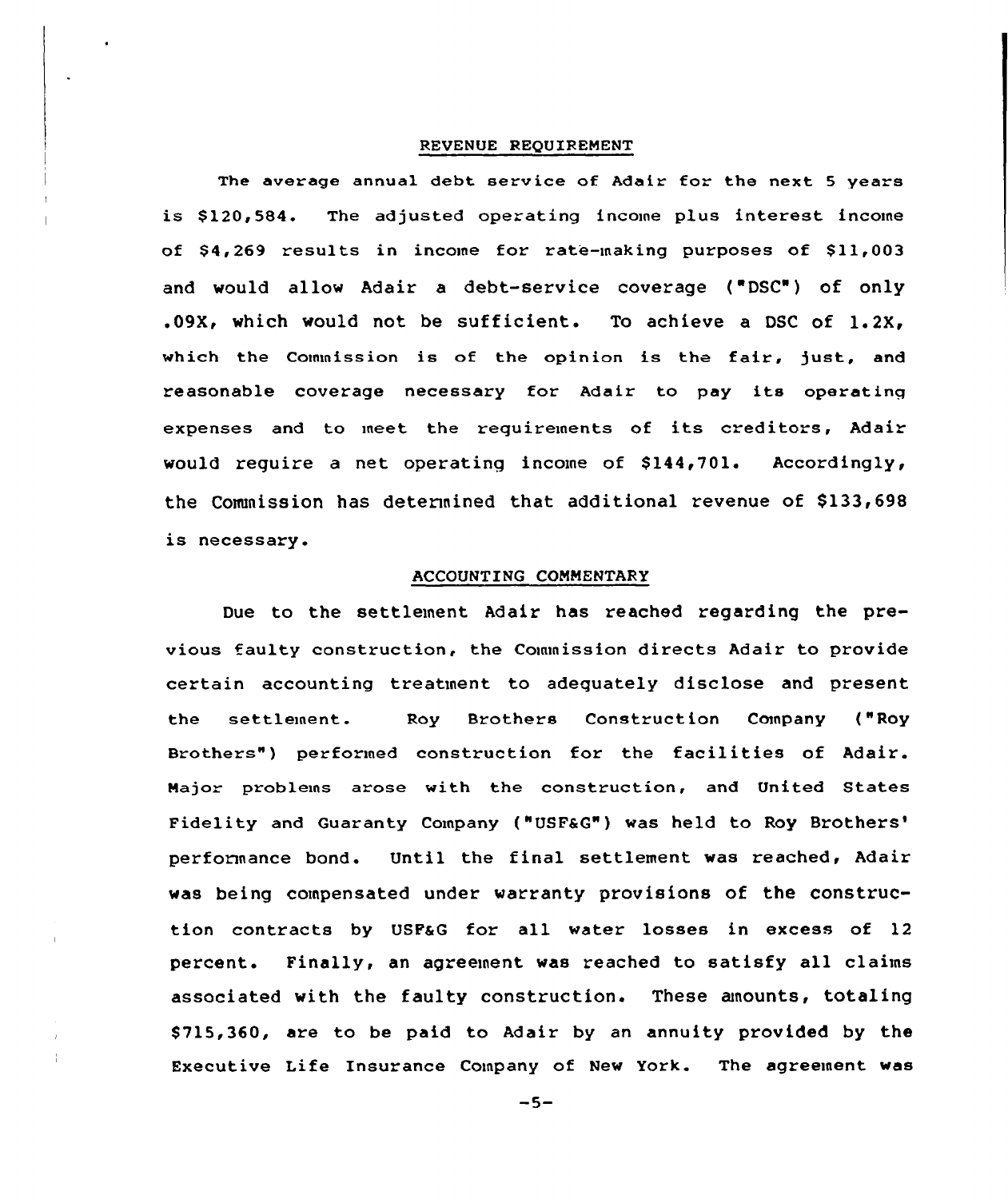## REVENUE REQUIREMENT

The average annual debt service of Adair for the next 5 years is $120,584. The adjusted operating income plus interest income of $4,269 results in income for rate-making purposes of $11,003 and would allow Adair a debt-service coverage ("DSC") of only .09X, which would not be sufficient. To achieve a DSC of 1.2X, which the Commission is of the opinion is the fair, just, and reasonable coverage necessary for Adair to pay its operating expenses and to meet the requirements of its creditors, Adair would require a net operating income of $144,701. Accordingly, the Commission has determined that additional revenue of $133,698 is necessary.

## ACCOUNTING COMMENTARY

Due to the settlement Adair has reached regarding the previous faulty construction, the Commission directs Adair to provide certain accounting treatment to adequately disclose and present the settlement. Roy Brothers Construction Company ("Roy Brothers") performed construction for the facilities of Adair. Major problems arose with the construction, and United States Fidelity and Guaranty Company ("USF&G") was held to Roy Brothers' performance bond. Until the final settlement was reached, Adair was being compensated under warranty provisions of the construction contracts by USF&G for all water losses in excess of 12 percent. Finally, an agreement was reached to satisfy all claims associated with the faulty construction. These amounts, totaling $715,360, are to be paid to Adair by an annuity provided by the Executive Life Insurance Company of New York. The agreement was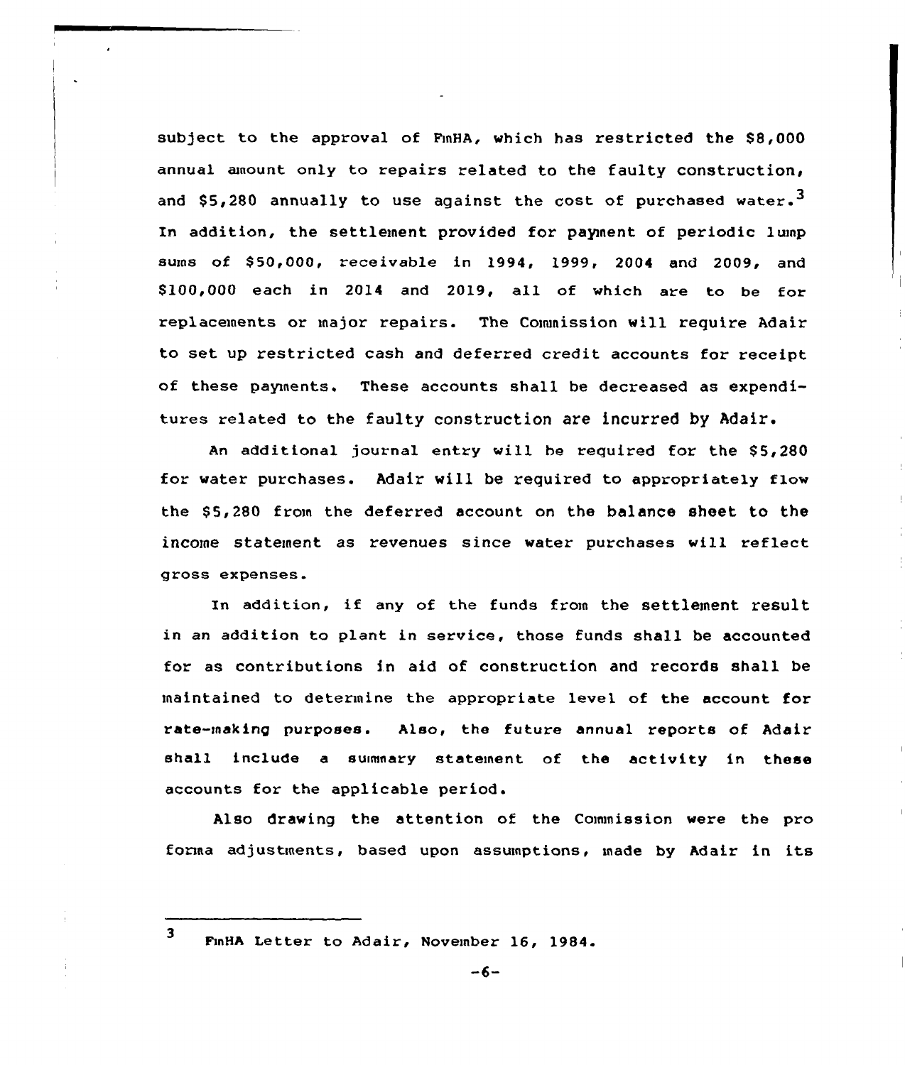subject to the approval of FmHA, which has restricted the $8,000 annual amount only to repairs related to the faulty construction, and $5,280 annually to use against the cost of purchased water.[3] In addition, the settlement provided for payment of periodic lump sums of $50,000, receivable in 1994, 1999, 2004 and 2009, and $100,000 each in 2014 and 2019, all of which are to be for replacements or major repairs. The Commission will require Adair to set up restricted cash and deferred credit accounts for receipt of these payments. These accounts shall be decreased as expenditures related to the faulty construction are incurred by Adair.

An additional journal entry will be required for the $5,280 for water purchases. Adair will be required to appropriately flow the $5,280 from the deferred account on the balance sheet to the income statement as revenues since water purchases will reflect gross expenses.

In addition, if any of the funds from the settlement result in an addition to plant in service, those funds shall be accounted for as contributions in aid of construction and records shall be maintained to determine the appropriate level of the account for rate-making purposes. Also, the future annual reports of Adair shall include a summary statement of the activity in these accounts for the applicable period.

Also drawing the attention of the Commission were the pro forma adjustments, based upon assumptions, made by Adair in its

---

[3] FmHA Letter to Adair, November 16, 1984.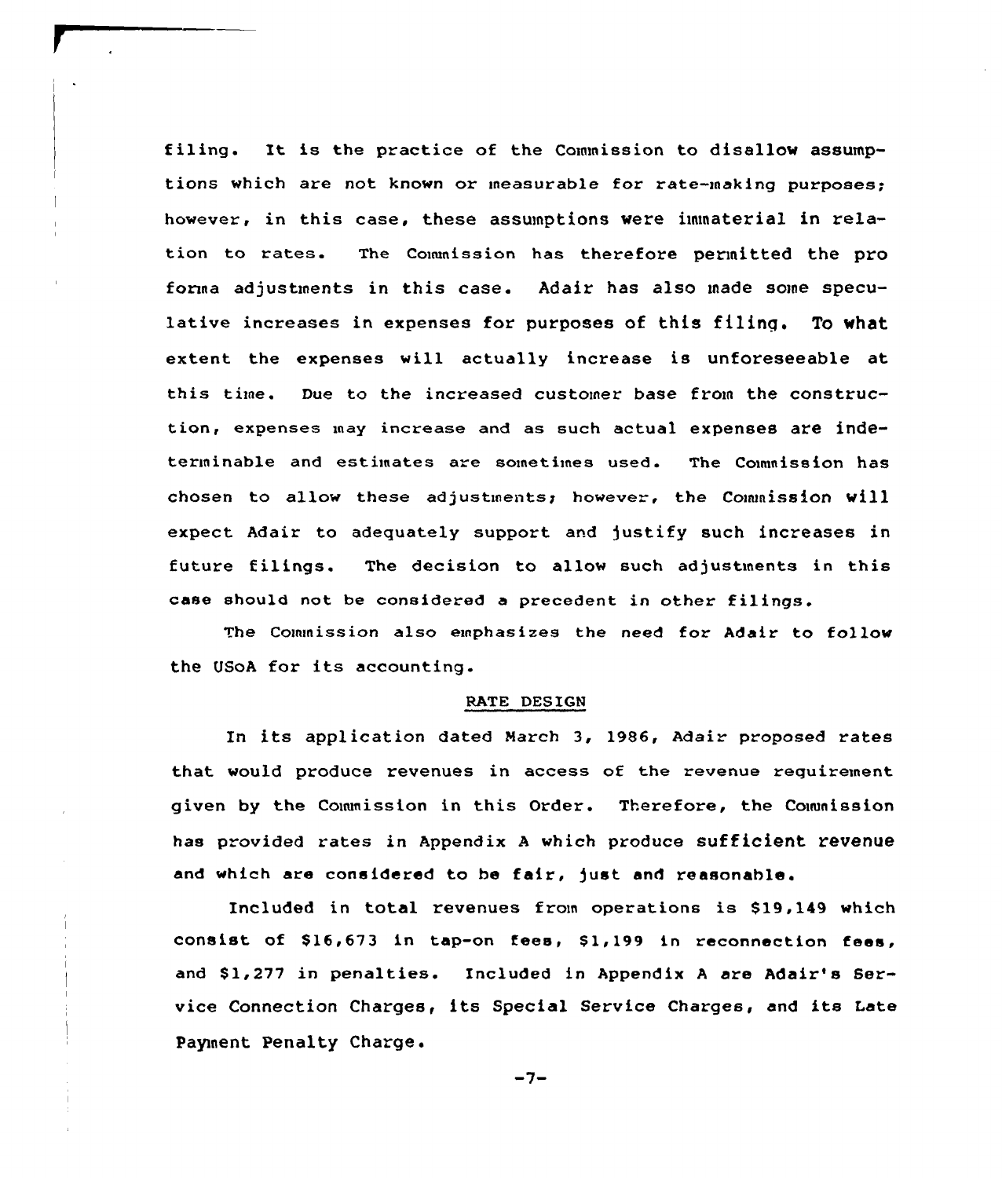filing. It is the practice of the Commission to disallow assumptions which are not known or measurable for rate-making purposes; however, in this case, these assumptions were immaterial in relation to rates. The Commission has therefore permitted the pro forma adjustments in this case. Adair has also made some speculative increases in expenses for purposes of this filing. To what extent the expenses will actually increase is unforeseeable at this time. Due to the increased customer base from the construction, expenses may increase and as such actual expenses are indeterminable and estimates are sometimes used. The Commission has chosen to allow these adjustments; however, the Commission will expect Adair to adequately support and justify such increases in future filings. The decision to allow such adjustments in this case should not be considered a precedent in other filings.

The Commission also emphasizes the need for Adair to follow the USoA for its accounting.

## RATE DESIGN

In its application dated March 3, 1986, Adair proposed rates that would produce revenues in access of the revenue requirement given by the Commission in this Order. Therefore, the Commission has provided rates in Appendix A which produce sufficient revenue and which are considered to be fair, just and reasonable.

Included in total revenues from operations is $19,149 which consist of $16,673 in tap-on fees, $1,199 in reconnection fees, and $1,277 in penalties. Included in Appendix A are Adair's Service Connection Charges, its Special Service Charges, and its Late Payment Penalty Charge.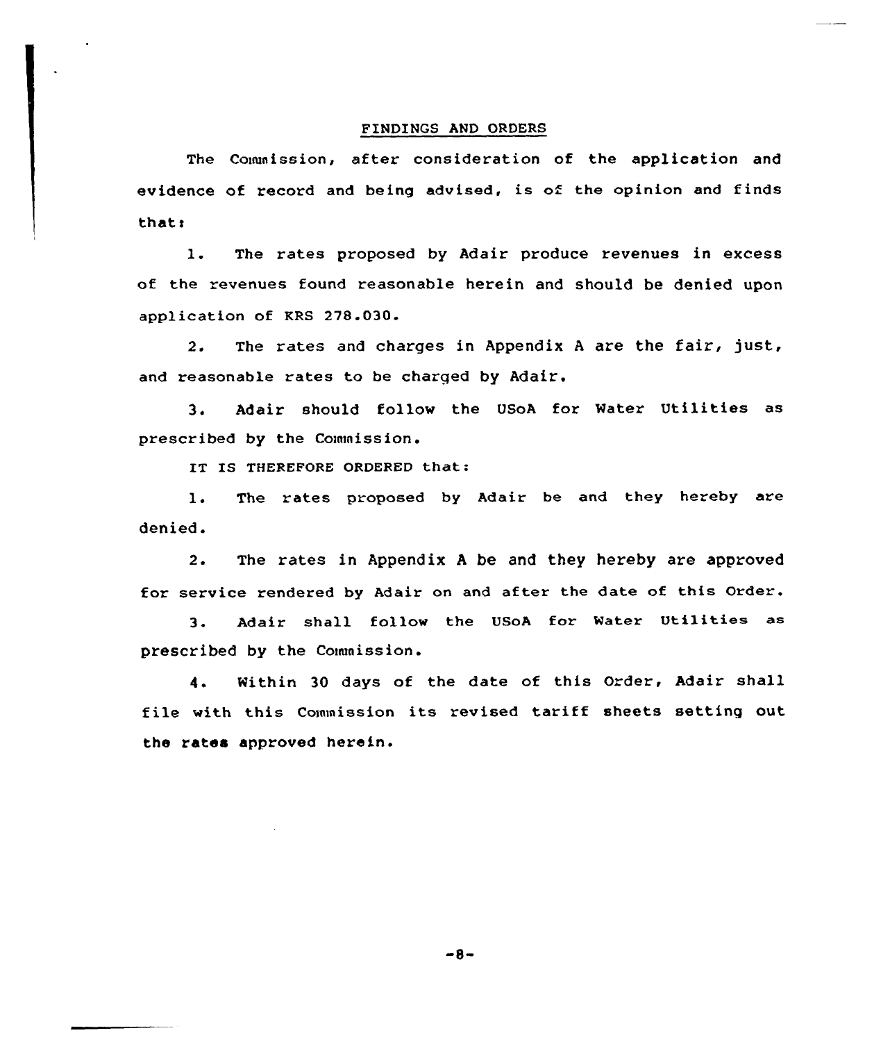## FINDINGS AND ORDERS

The Commission, after consideration of the application and evidence of record and being advised, is of the opinion and finds that:

1. The rates proposed by Adair produce revenues in excess of the revenues found reasonable herein and should be denied upon application of KRS 278.030.

2. The rates and charges in Appendix A are the fair, just, and reasonable rates to be charged by Adair.

3. Adair should follow the USoA for Water Utilities as prescribed by the Commission.

IT IS THEREFORE ORDERED that:

1. The rates proposed by Adair be and they hereby are denied.

2. The rates in Appendix A be and they hereby are approved for service rendered by Adair on and after the date of this Order.

3. Adair shall follow the USoA for Water Utilities as prescribed by the Commission.

4. Within 30 days of the date of this Order, Adair shall file with this Commission its revised tariff sheets setting out the rates approved herein.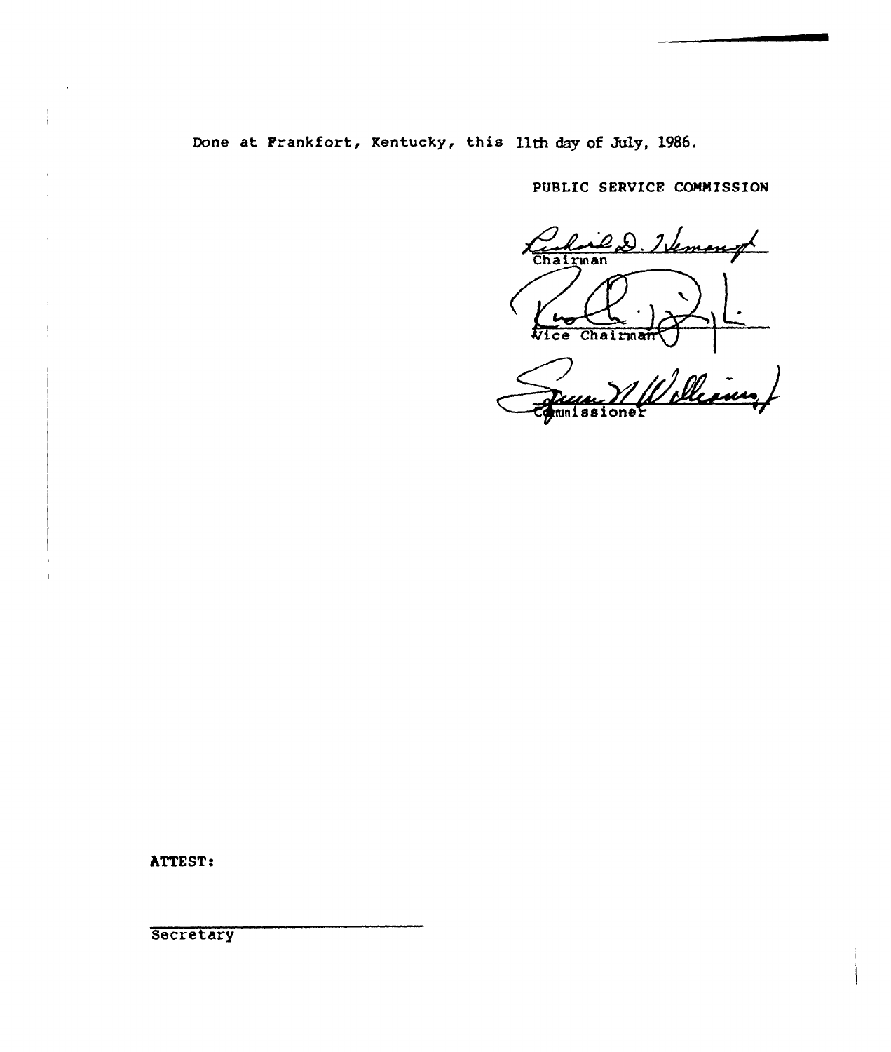Done at Frankfort, Kentucky, this 11th day of July, 1986.

PUBLIC SERVICE COMMISSION

Chairman

Vice Chairman

Commissioner

ATTEST:

Secretary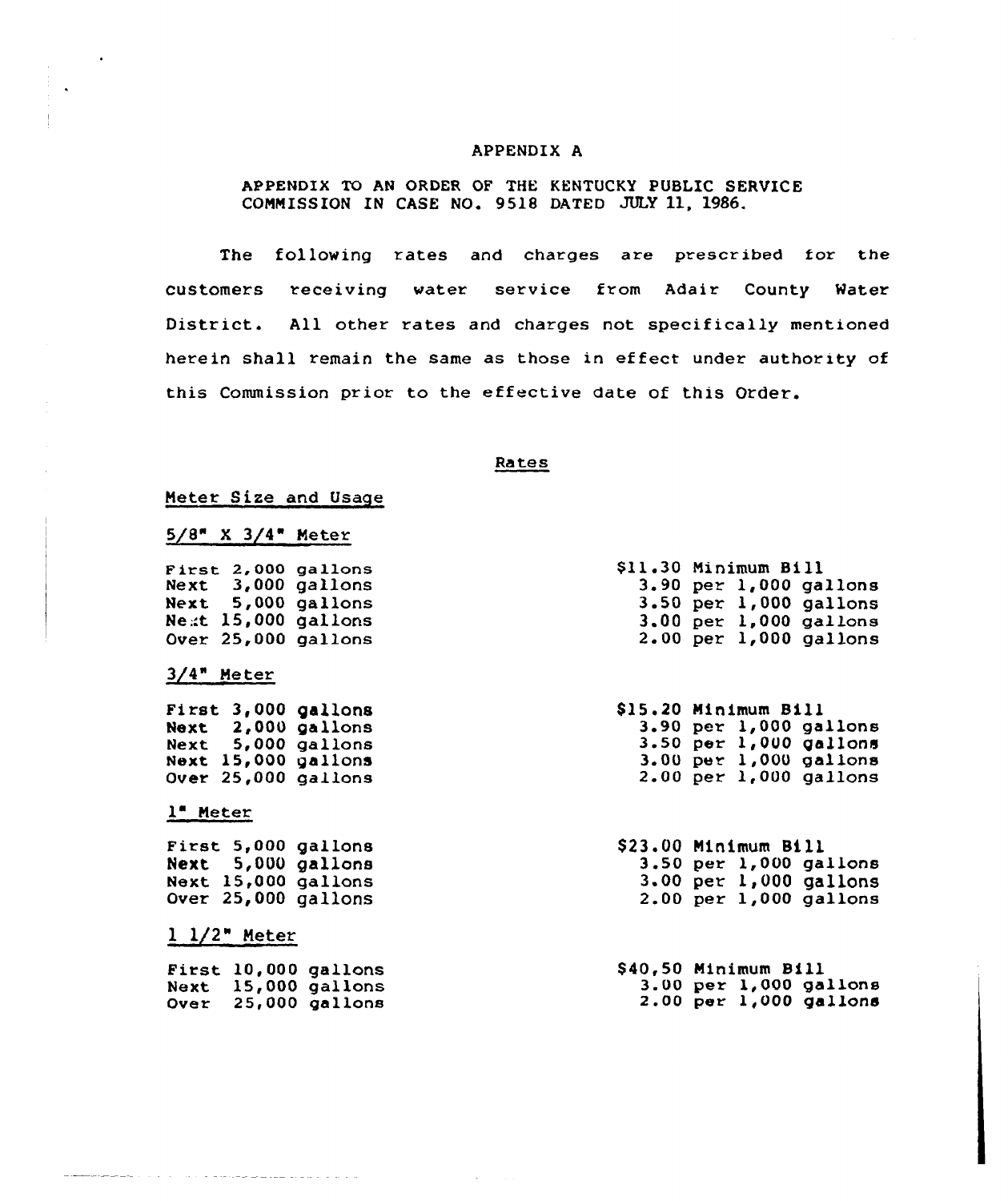APPENDIX A

APPENDIX TO AN ORDER OF THE KENTUCKY PUBLIC SERVICE COMMISSION IN CASE NO. 9518 DATED JULY 11, 1986.

The following rates and charges are prescribed for the customers receiving water service from Adair County Water District. All other rates and charges not specifically mentioned herein shall remain the same as those in effect under authority of this Commission prior to the effective date of this Order.

Rates

Meter Size and Usage

5/8" X 3/4" Meter

| | |
|---|---|
| First 2,000 gallons | $11.30 Minimum Bill |
| Next 3,000 gallons | 3.90 per 1,000 gallons |
| Next 5,000 gallons | 3.50 per 1,000 gallons |
| Next 15,000 gallons | 3.00 per 1,000 gallons |
| Over 25,000 gallons | 2.00 per 1,000 gallons |

3/4" Meter

| | |
|---|---|
| First 3,000 gallons | $15.20 Minimum Bill |
| Next 2,000 gallons | 3.90 per 1,000 gallons |
| Next 5,000 gallons | 3.50 per 1,000 gallons |
| Next 15,000 gallons | 3.00 per 1,000 gallons |
| Over 25,000 gallons | 2.00 per 1,000 gallons |

1" Meter

| | |
|---|---|
| First 5,000 gallons | $23.00 Minimum Bill |
| Next 5,000 gallons | 3.50 per 1,000 gallons |
| Next 15,000 gallons | 3.00 per 1,000 gallons |
| Over 25,000 gallons | 2.00 per 1,000 gallons |

1 1/2" Meter

| | |
|---|---|
| First 10,000 gallons | $40.50 Minimum Bill |
| Next 15,000 gallons | 3.00 per 1,000 gallons |
| Over 25,000 gallons | 2.00 per 1,000 gallons |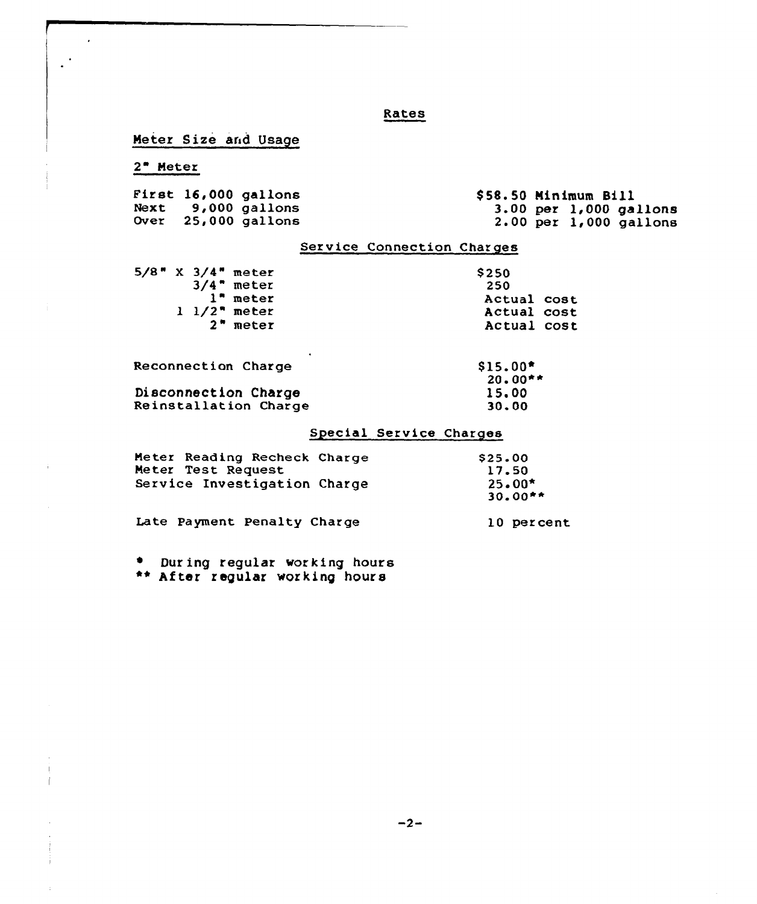## Rates

### Meter Size and Usage

#### 2" Meter

| | |
|---|---|
| First 16,000 gallons | $58.50 Minimum Bill |
| Next 9,000 gallons | 3.00 per 1,000 gallons |
| Over 25,000 gallons | 2.00 per 1,000 gallons |

### Service Connection Charges

| | |
|---|---|
| 5/8" X 3/4" meter | $250 |
| 3/4" meter | 250 |
| 1" meter | Actual cost |
| 1 1/2" meter | Actual cost |
| 2" meter | Actual cost |

| | |
|---|---|
| Reconnection Charge | $15.00* |
| | 20.00** |
| Disconnection Charge | 15.00 |
| Reinstallation Charge | 30.00 |

### Special Service Charges

| | |
|---|---|
| Meter Reading Recheck Charge | $25.00 |
| Meter Test Request | 17.50 |
| Service Investigation Charge | 25.00* |
| | 30.00** |
| Late Payment Penalty Charge | 10 percent |

\* During regular working hours
\*\* After regular working hours